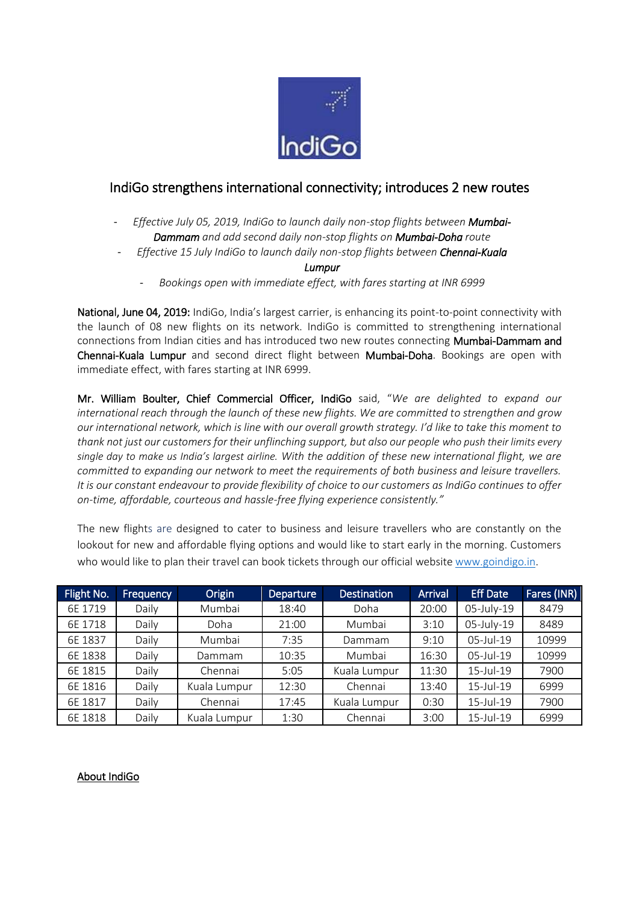# IndiGo strengthens international connectivity; introduces 2 new routes

- *Effective July 05, 2019, IndiGo to launch daily non-stop flights between* ***Mumbai-Dammam*** *and add second daily non-stop flights on* ***Mumbai-Doha*** *route*
- *Effective 15 July IndiGo to launch daily non-stop flights between* ***Chennai-Kuala Lumpur***
- *Bookings open with immediate effect, with fares starting at INR 6999*

**National, June 04, 2019:** IndiGo, India's largest carrier, is enhancing its point-to-point connectivity with the launch of 08 new flights on its network. IndiGo is committed to strengthening international connections from Indian cities and has introduced two new routes connecting **Mumbai-Dammam and Chennai-Kuala Lumpur** and second direct flight between **Mumbai-Doha**. Bookings are open with immediate effect, with fares starting at INR 6999.

**Mr. William Boulter, Chief Commercial Officer, IndiGo** said, "*We are delighted to expand our international reach through the launch of these new flights. We are committed to strengthen and grow our international network, which is line with our overall growth strategy. I'd like to take this moment to thank not just our customers for their unflinching support, but also our people who push their limits every single day to make us India's largest airline. With the addition of these new international flight, we are committed to expanding our network to meet the requirements of both business and leisure travellers. It is our constant endeavour to provide flexibility of choice to our customers as IndiGo continues to offer on-time, affordable, courteous and hassle-free flying experience consistently.*"

The new flights are designed to cater to business and leisure travellers who are constantly on the lookout for new and affordable flying options and would like to start early in the morning. Customers who would like to plan their travel can book tickets through our official website www.goindigo.in.

| Flight No. | Frequency | Origin | Departure | Destination | Arrival | Eff Date | Fares (INR) |
|---|---|---|---|---|---|---|---|
| 6E 1719 | Daily | Mumbai | 18:40 | Doha | 20:00 | 05-July-19 | 8479 |
| 6E 1718 | Daily | Doha | 21:00 | Mumbai | 3:10 | 05-July-19 | 8489 |
| 6E 1837 | Daily | Mumbai | 7:35 | Dammam | 9:10 | 05-Jul-19 | 10999 |
| 6E 1838 | Daily | Dammam | 10:35 | Mumbai | 16:30 | 05-Jul-19 | 10999 |
| 6E 1815 | Daily | Chennai | 5:05 | Kuala Lumpur | 11:30 | 15-Jul-19 | 7900 |
| 6E 1816 | Daily | Kuala Lumpur | 12:30 | Chennai | 13:40 | 15-Jul-19 | 6999 |
| 6E 1817 | Daily | Chennai | 17:45 | Kuala Lumpur | 0:30 | 15-Jul-19 | 7900 |
| 6E 1818 | Daily | Kuala Lumpur | 1:30 | Chennai | 3:00 | 15-Jul-19 | 6999 |

**About IndiGo**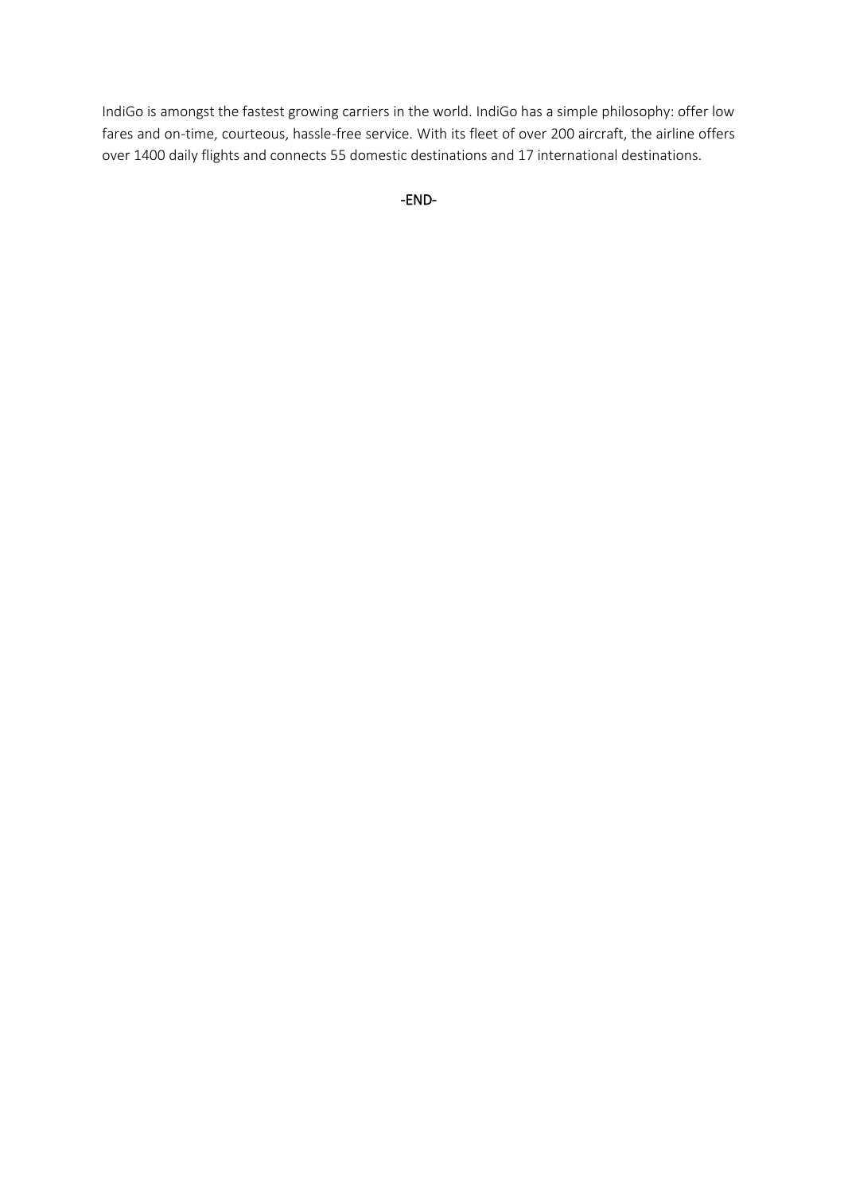IndiGo is amongst the fastest growing carriers in the world. IndiGo has a simple philosophy: offer low fares and on-time, courteous, hassle-free service. With its fleet of over 200 aircraft, the airline offers over 1400 daily flights and connects 55 domestic destinations and 17 international destinations.

-END-